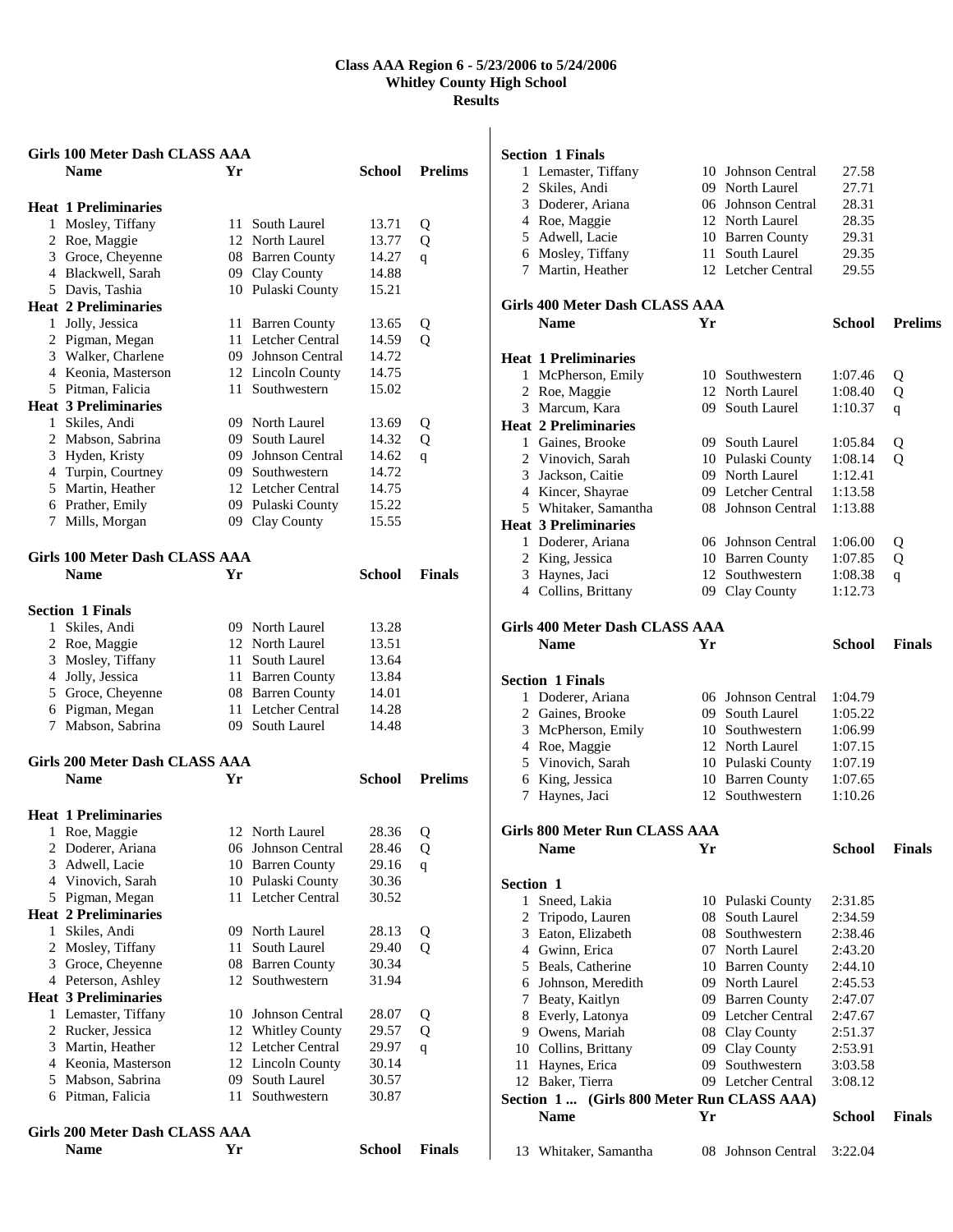# Class AAA Region 6 - 5/23/2006 to 5/24/2006
## Whitley County High School
## Results

### Girls 100 Meter Dash CLASS AAA

| | Name | Yr | School | Prelims | |
|---|---|---|---|---|---|
| **Heat 1 Preliminaries** | | | | | |
| 1 | Mosley, Tiffany | 11 | South Laurel | 13.71 | Q |
| 2 | Roe, Maggie | 12 | North Laurel | 13.77 | Q |
| 3 | Groce, Cheyenne | 08 | Barren County | 14.27 | q |
| 4 | Blackwell, Sarah | 09 | Clay County | 14.88 | |
| 5 | Davis, Tashia | 10 | Pulaski County | 15.21 | |
| **Heat 2 Preliminaries** | | | | | |
| 1 | Jolly, Jessica | 11 | Barren County | 13.65 | Q |
| 2 | Pigman, Megan | 11 | Letcher Central | 14.59 | Q |
| 3 | Walker, Charlene | 09 | Johnson Central | 14.72 | |
| 4 | Keonia, Masterson | 12 | Lincoln County | 14.75 | |
| 5 | Pitman, Falicia | 11 | Southwestern | 15.02 | |
| **Heat 3 Preliminaries** | | | | | |
| 1 | Skiles, Andi | 09 | North Laurel | 13.69 | Q |
| 2 | Mabson, Sabrina | 09 | South Laurel | 14.32 | Q |
| 3 | Hyden, Kristy | 09 | Johnson Central | 14.62 | q |
| 4 | Turpin, Courtney | 09 | Southwestern | 14.72 | |
| 5 | Martin, Heather | 12 | Letcher Central | 14.75 | |
| 6 | Prather, Emily | 09 | Pulaski County | 15.22 | |
| 7 | Mills, Morgan | 09 | Clay County | 15.55 | |

### Girls 100 Meter Dash CLASS AAA

| | Name | Yr | School | Finals |
|---|---|---|---|---|
| **Section 1 Finals** | | | | |
| 1 | Skiles, Andi | 09 | North Laurel | 13.28 |
| 2 | Roe, Maggie | 12 | North Laurel | 13.51 |
| 3 | Mosley, Tiffany | 11 | South Laurel | 13.64 |
| 4 | Jolly, Jessica | 11 | Barren County | 13.84 |
| 5 | Groce, Cheyenne | 08 | Barren County | 14.01 |
| 6 | Pigman, Megan | 11 | Letcher Central | 14.28 |
| 7 | Mabson, Sabrina | 09 | South Laurel | 14.48 |

### Girls 200 Meter Dash CLASS AAA

| | Name | Yr | School | Prelims | |
|---|---|---|---|---|---|
| **Heat 1 Preliminaries** | | | | | |
| 1 | Roe, Maggie | 12 | North Laurel | 28.36 | Q |
| 2 | Doderer, Ariana | 06 | Johnson Central | 28.46 | Q |
| 3 | Adwell, Lacie | 10 | Barren County | 29.16 | q |
| 4 | Vinovich, Sarah | 10 | Pulaski County | 30.36 | |
| 5 | Pigman, Megan | 11 | Letcher Central | 30.52 | |
| **Heat 2 Preliminaries** | | | | | |
| 1 | Skiles, Andi | 09 | North Laurel | 28.13 | Q |
| 2 | Mosley, Tiffany | 11 | South Laurel | 29.40 | Q |
| 3 | Groce, Cheyenne | 08 | Barren County | 30.34 | |
| 4 | Peterson, Ashley | 12 | Southwestern | 31.94 | |
| **Heat 3 Preliminaries** | | | | | |
| 1 | Lemaster, Tiffany | 10 | Johnson Central | 28.07 | Q |
| 2 | Rucker, Jessica | 12 | Whitley County | 29.57 | Q |
| 3 | Martin, Heather | 12 | Letcher Central | 29.97 | q |
| 4 | Keonia, Masterson | 12 | Lincoln County | 30.14 | |
| 5 | Mabson, Sabrina | 09 | South Laurel | 30.57 | |
| 6 | Pitman, Falicia | 11 | Southwestern | 30.87 | |

### Girls 200 Meter Dash CLASS AAA

| | Name | Yr | School | Finals |
|---|---|---|---|---|
| **Section 1 Finals** | | | | |
| 1 | Lemaster, Tiffany | 10 | Johnson Central | 27.58 |
| 2 | Skiles, Andi | 09 | North Laurel | 27.71 |
| 3 | Doderer, Ariana | 06 | Johnson Central | 28.31 |
| 4 | Roe, Maggie | 12 | North Laurel | 28.35 |
| 5 | Adwell, Lacie | 10 | Barren County | 29.31 |
| 6 | Mosley, Tiffany | 11 | South Laurel | 29.35 |
| 7 | Martin, Heather | 12 | Letcher Central | 29.55 |

### Girls 400 Meter Dash CLASS AAA

| | Name | Yr | School | Prelims | |
|---|---|---|---|---|---|
| **Heat 1 Preliminaries** | | | | | |
| 1 | McPherson, Emily | 10 | Southwestern | 1:07.46 | Q |
| 2 | Roe, Maggie | 12 | North Laurel | 1:08.40 | Q |
| 3 | Marcum, Kara | 09 | South Laurel | 1:10.37 | q |
| **Heat 2 Preliminaries** | | | | | |
| 1 | Gaines, Brooke | 09 | South Laurel | 1:05.84 | Q |
| 2 | Vinovich, Sarah | 10 | Pulaski County | 1:08.14 | Q |
| 3 | Jackson, Caitie | 09 | North Laurel | 1:12.41 | |
| 4 | Kincer, Shayrae | 09 | Letcher Central | 1:13.58 | |
| 5 | Whitaker, Samantha | 08 | Johnson Central | 1:13.88 | |
| **Heat 3 Preliminaries** | | | | | |
| 1 | Doderer, Ariana | 06 | Johnson Central | 1:06.00 | Q |
| 2 | King, Jessica | 10 | Barren County | 1:07.85 | Q |
| 3 | Haynes, Jaci | 12 | Southwestern | 1:08.38 | q |
| 4 | Collins, Brittany | 09 | Clay County | 1:12.73 | |

### Girls 400 Meter Dash CLASS AAA

| | Name | Yr | School | Finals |
|---|---|---|---|---|
| **Section 1 Finals** | | | | |
| 1 | Doderer, Ariana | 06 | Johnson Central | 1:04.79 |
| 2 | Gaines, Brooke | 09 | South Laurel | 1:05.22 |
| 3 | McPherson, Emily | 10 | Southwestern | 1:06.99 |
| 4 | Roe, Maggie | 12 | North Laurel | 1:07.15 |
| 5 | Vinovich, Sarah | 10 | Pulaski County | 1:07.19 |
| 6 | King, Jessica | 10 | Barren County | 1:07.65 |
| 7 | Haynes, Jaci | 12 | Southwestern | 1:10.26 |

### Girls 800 Meter Run CLASS AAA

| | Name | Yr | School | Finals |
|---|---|---|---|---|
| **Section 1** | | | | |
| 1 | Sneed, Lakia | 10 | Pulaski County | 2:31.85 |
| 2 | Tripodo, Lauren | 08 | South Laurel | 2:34.59 |
| 3 | Eaton, Elizabeth | 08 | Southwestern | 2:38.46 |
| 4 | Gwinn, Erica | 07 | North Laurel | 2:43.20 |
| 5 | Beals, Catherine | 10 | Barren County | 2:44.10 |
| 6 | Johnson, Meredith | 09 | North Laurel | 2:45.53 |
| 7 | Beaty, Kaitlyn | 09 | Barren County | 2:47.07 |
| 8 | Everly, Latonya | 09 | Letcher Central | 2:47.67 |
| 9 | Owens, Mariah | 08 | Clay County | 2:51.37 |
| 10 | Collins, Brittany | 09 | Clay County | 2:53.91 |
| 11 | Haynes, Erica | 09 | Southwestern | 3:03.58 |
| 12 | Baker, Tierra | 09 | Letcher Central | 3:08.12 |
| **Section 1 ... (Girls 800 Meter Run CLASS AAA)** | | | | |
| 13 | Whitaker, Samantha | 08 | Johnson Central | 3:22.04 |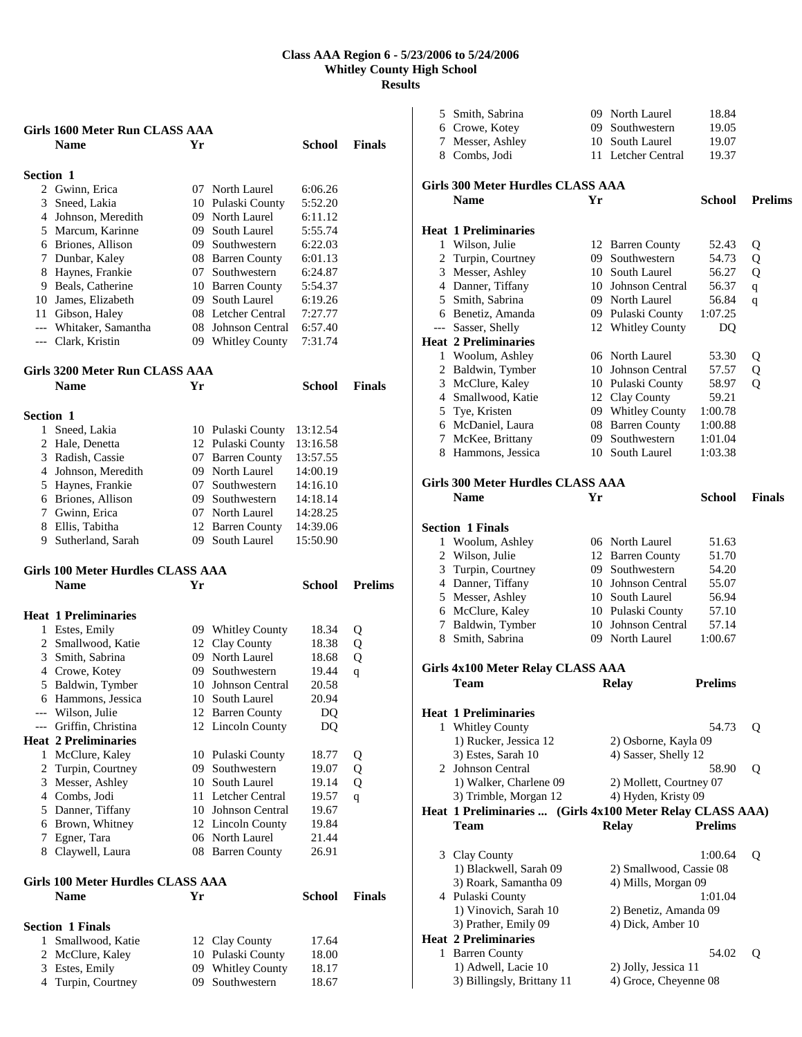# Class AAA Region 6 - 5/23/2006 to 5/24/2006
## Whitley County High School
## Results

### Girls 1600 Meter Run CLASS AAA

**Section 1**

| | Name | Yr | School | Finals |
|---|---|---|---|---|
| 2 | Gwinn, Erica | 07 | North Laurel | 6:06.26 |
| 3 | Sneed, Lakia | 10 | Pulaski County | 5:52.20 |
| 4 | Johnson, Meredith | 09 | North Laurel | 6:11.12 |
| 5 | Marcum, Karinne | 09 | South Laurel | 5:55.74 |
| 6 | Briones, Allison | 09 | Southwestern | 6:22.03 |
| 7 | Dunbar, Kaley | 08 | Barren County | 6:01.13 |
| 8 | Haynes, Frankie | 07 | Southwestern | 6:24.87 |
| 9 | Beals, Catherine | 10 | Barren County | 5:54.37 |
| 10 | James, Elizabeth | 09 | South Laurel | 6:19.26 |
| 11 | Gibson, Haley | 08 | Letcher Central | 7:27.77 |
| --- | Whitaker, Samantha | 08 | Johnson Central | 6:57.40 |
| --- | Clark, Kristin | 09 | Whitley County | 7:31.74 |

### Girls 3200 Meter Run CLASS AAA

**Section 1**

| | Name | Yr | School | Finals |
|---|---|---|---|---|
| 1 | Sneed, Lakia | 10 | Pulaski County | 13:12.54 |
| 2 | Hale, Denetta | 12 | Pulaski County | 13:16.58 |
| 3 | Radish, Cassie | 07 | Barren County | 13:57.55 |
| 4 | Johnson, Meredith | 09 | North Laurel | 14:00.19 |
| 5 | Haynes, Frankie | 07 | Southwestern | 14:16.10 |
| 6 | Briones, Allison | 09 | Southwestern | 14:18.14 |
| 7 | Gwinn, Erica | 07 | North Laurel | 14:28.25 |
| 8 | Ellis, Tabitha | 12 | Barren County | 14:39.06 |
| 9 | Sutherland, Sarah | 09 | South Laurel | 15:50.90 |

### Girls 100 Meter Hurdles CLASS AAA

| | Name | Yr | School | Prelims | |
|---|---|---|---|---|---|
| **Heat 1 Preliminaries** | | | | | |
| 1 | Estes, Emily | 09 | Whitley County | 18.34 | Q |
| 2 | Smallwood, Katie | 12 | Clay County | 18.38 | Q |
| 3 | Smith, Sabrina | 09 | North Laurel | 18.68 | Q |
| 4 | Crowe, Kotey | 09 | Southwestern | 19.44 | q |
| 5 | Baldwin, Tymber | 10 | Johnson Central | 20.58 | |
| 6 | Hammons, Jessica | 10 | South Laurel | 20.94 | |
| --- | Wilson, Julie | 12 | Barren County | DQ | |
| --- | Griffin, Christina | 12 | Lincoln County | DQ | |
| **Heat 2 Preliminaries** | | | | | |
| 1 | McClure, Kaley | 10 | Pulaski County | 18.77 | Q |
| 2 | Turpin, Courtney | 09 | Southwestern | 19.07 | Q |
| 3 | Messer, Ashley | 10 | South Laurel | 19.14 | Q |
| 4 | Combs, Jodi | 11 | Letcher Central | 19.57 | q |
| 5 | Danner, Tiffany | 10 | Johnson Central | 19.67 | |
| 6 | Brown, Whitney | 12 | Lincoln County | 19.84 | |
| 7 | Egner, Tara | 06 | North Laurel | 21.44 | |
| 8 | Claywell, Laura | 08 | Barren County | 26.91 | |

### Girls 100 Meter Hurdles CLASS AAA

**Section 1 Finals**

| | Name | Yr | School | Finals |
|---|---|---|---|---|
| 1 | Smallwood, Katie | 12 | Clay County | 17.64 |
| 2 | McClure, Kaley | 10 | Pulaski County | 18.00 |
| 3 | Estes, Emily | 09 | Whitley County | 18.17 |
| 4 | Turpin, Courtney | 09 | Southwestern | 18.67 |
| 5 | Smith, Sabrina | 09 | North Laurel | 18.84 |
| 6 | Crowe, Kotey | 09 | Southwestern | 19.05 |
| 7 | Messer, Ashley | 10 | South Laurel | 19.07 |
| 8 | Combs, Jodi | 11 | Letcher Central | 19.37 |

### Girls 300 Meter Hurdles CLASS AAA

| | Name | Yr | School | Prelims | |
|---|---|---|---|---|---|
| **Heat 1 Preliminaries** | | | | | |
| 1 | Wilson, Julie | 12 | Barren County | 52.43 | Q |
| 2 | Turpin, Courtney | 09 | Southwestern | 54.73 | Q |
| 3 | Messer, Ashley | 10 | South Laurel | 56.27 | Q |
| 4 | Danner, Tiffany | 10 | Johnson Central | 56.37 | q |
| 5 | Smith, Sabrina | 09 | North Laurel | 56.84 | q |
| 6 | Benetiz, Amanda | 09 | Pulaski County | 1:07.25 | |
| --- | Sasser, Shelly | 12 | Whitley County | DQ | |
| **Heat 2 Preliminaries** | | | | | |
| 1 | Woolum, Ashley | 06 | North Laurel | 53.30 | Q |
| 2 | Baldwin, Tymber | 10 | Johnson Central | 57.57 | Q |
| 3 | McClure, Kaley | 10 | Pulaski County | 58.97 | Q |
| 4 | Smallwood, Katie | 12 | Clay County | 59.21 | |
| 5 | Tye, Kristen | 09 | Whitley County | 1:00.78 | |
| 6 | McDaniel, Laura | 08 | Barren County | 1:00.88 | |
| 7 | McKee, Brittany | 09 | Southwestern | 1:01.04 | |
| 8 | Hammons, Jessica | 10 | South Laurel | 1:03.38 | |

### Girls 300 Meter Hurdles CLASS AAA

**Section 1 Finals**

| | Name | Yr | School | Finals |
|---|---|---|---|---|
| 1 | Woolum, Ashley | 06 | North Laurel | 51.63 |
| 2 | Wilson, Julie | 12 | Barren County | 51.70 |
| 3 | Turpin, Courtney | 09 | Southwestern | 54.20 |
| 4 | Danner, Tiffany | 10 | Johnson Central | 55.07 |
| 5 | Messer, Ashley | 10 | South Laurel | 56.94 |
| 6 | McClure, Kaley | 10 | Pulaski County | 57.10 |
| 7 | Baldwin, Tymber | 10 | Johnson Central | 57.14 |
| 8 | Smith, Sabrina | 09 | North Laurel | 1:00.67 |

### Girls 4x100 Meter Relay CLASS AAA

| | Team | Relay | Prelims | |
|---|---|---|---|---|
| **Heat 1 Preliminaries** | | | | |
| 1 | Whitley County | | 54.73 | Q |
| | 1) Rucker, Jessica 12 | 2) Osborne, Kayla 09 | | |
| | 3) Estes, Sarah 10 | 4) Sasser, Shelly 12 | | |
| 2 | Johnson Central | | 58.90 | Q |
| | 1) Walker, Charlene 09 | 2) Mollett, Courtney 07 | | |
| | 3) Trimble, Morgan 12 | 4) Hyden, Kristy 09 | | |
| 3 | Clay County | | 1:00.64 | Q |
| | 1) Blackwell, Sarah 09 | 2) Smallwood, Cassie 08 | | |
| | 3) Roark, Samantha 09 | 4) Mills, Morgan 09 | | |
| 4 | Pulaski County | | 1:01.04 | |
| | 1) Vinovich, Sarah 10 | 2) Benetiz, Amanda 09 | | |
| | 3) Prather, Emily 09 | 4) Dick, Amber 10 | | |
| **Heat 2 Preliminaries** | | | | |
| 1 | Barren County | | 54.02 | Q |
| | 1) Adwell, Lacie 10 | 2) Jolly, Jessica 11 | | |
| | 3) Billingsly, Brittany 11 | 4) Groce, Cheyenne 08 | | |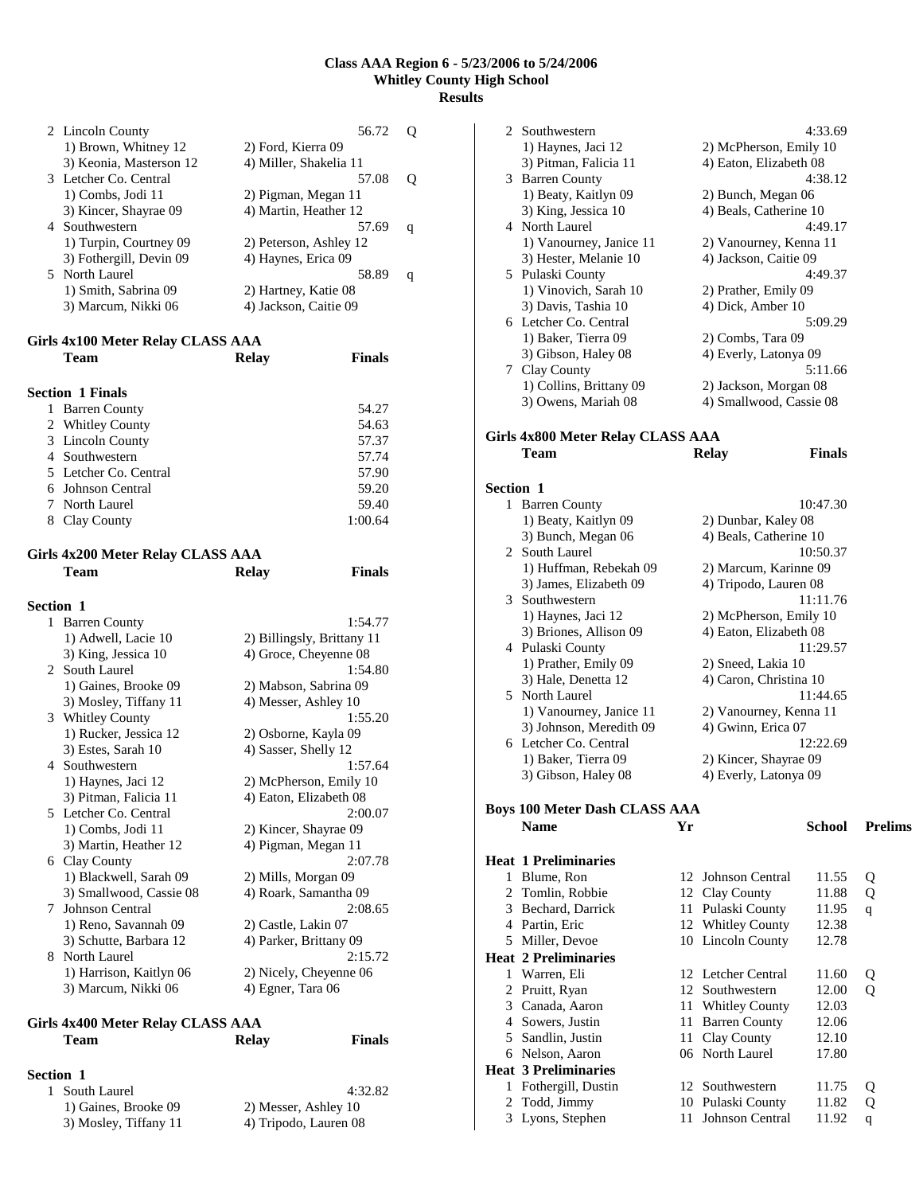## Class AAA Region 6 - 5/23/2006 to 5/24/2006
## Whitley County High School
## Results

| Place | Team | Relay | Finals | |
|---|---|---|---|---|
| 2 | Lincoln County | | 56.72 | Q |
| | 1) Brown, Whitney 12 | 2) Ford, Kierra 09 | | |
| | 3) Keonia, Masterson 12 | 4) Miller, Shakelia 11 | | |
| 3 | Letcher Co. Central | | 57.08 | Q |
| | 1) Combs, Jodi 11 | 2) Pigman, Megan 11 | | |
| | 3) Kincer, Shayrae 09 | 4) Martin, Heather 12 | | |
| 4 | Southwestern | | 57.69 | q |
| | 1) Turpin, Courtney 09 | 2) Peterson, Ashley 12 | | |
| | 3) Fothergill, Devin 09 | 4) Haynes, Erica 09 | | |
| 5 | North Laurel | | 58.89 | q |
| | 1) Smith, Sabrina 09 | 2) Hartney, Katie 08 | | |
| | 3) Marcum, Nikki 06 | 4) Jackson, Caitie 09 | | |

### Girls 4x100 Meter Relay CLASS AAA

**Section 1 Finals**

| Place | Team | Relay | Finals |
|---|---|---|---|
| 1 | Barren County | | 54.27 |
| 2 | Whitley County | | 54.63 |
| 3 | Lincoln County | | 57.37 |
| 4 | Southwestern | | 57.74 |
| 5 | Letcher Co. Central | | 57.90 |
| 6 | Johnson Central | | 59.20 |
| 7 | North Laurel | | 59.40 |
| 8 | Clay County | | 1:00.64 |

### Girls 4x200 Meter Relay CLASS AAA

**Section 1**

| Place | Team | Relay | Finals |
|---|---|---|---|
| 1 | Barren County | | 1:54.77 |
| | 1) Adwell, Lacie 10 | 2) Billingsly, Brittany 11 | |
| | 3) King, Jessica 10 | 4) Groce, Cheyenne 08 | |
| 2 | South Laurel | | 1:54.80 |
| | 1) Gaines, Brooke 09 | 2) Mabson, Sabrina 09 | |
| | 3) Mosley, Tiffany 11 | 4) Messer, Ashley 10 | |
| 3 | Whitley County | | 1:55.20 |
| | 1) Rucker, Jessica 12 | 2) Osborne, Kayla 09 | |
| | 3) Estes, Sarah 10 | 4) Sasser, Shelly 12 | |
| 4 | Southwestern | | 1:57.64 |
| | 1) Haynes, Jaci 12 | 2) McPherson, Emily 10 | |
| | 3) Pitman, Falicia 11 | 4) Eaton, Elizabeth 08 | |
| 5 | Letcher Co. Central | | 2:00.07 |
| | 1) Combs, Jodi 11 | 2) Kincer, Shayrae 09 | |
| | 3) Martin, Heather 12 | 4) Pigman, Megan 11 | |
| 6 | Clay County | | 2:07.78 |
| | 1) Blackwell, Sarah 09 | 2) Mills, Morgan 09 | |
| | 3) Smallwood, Cassie 08 | 4) Roark, Samantha 09 | |
| 7 | Johnson Central | | 2:08.65 |
| | 1) Reno, Savannah 09 | 2) Castle, Lakin 07 | |
| | 3) Schutte, Barbara 12 | 4) Parker, Brittany 09 | |
| 8 | North Laurel | | 2:15.72 |
| | 1) Harrison, Kaitlyn 06 | 2) Nicely, Cheyenne 06 | |
| | 3) Marcum, Nikki 06 | 4) Egner, Tara 06 | |

### Girls 4x400 Meter Relay CLASS AAA

**Section 1**

| Place | Team | Relay | Finals |
|---|---|---|---|
| 1 | South Laurel | | 4:32.82 |
| | 1) Gaines, Brooke 09 | 2) Messer, Ashley 10 | |
| | 3) Mosley, Tiffany 11 | 4) Tripodo, Lauren 08 | |
| 2 | Southwestern | | 4:33.69 |
| | 1) Haynes, Jaci 12 | 2) McPherson, Emily 10 | |
| | 3) Pitman, Falicia 11 | 4) Eaton, Elizabeth 08 | |
| 3 | Barren County | | 4:38.12 |
| | 1) Beaty, Kaitlyn 09 | 2) Bunch, Megan 06 | |
| | 3) King, Jessica 10 | 4) Beals, Catherine 10 | |
| 4 | North Laurel | | 4:49.17 |
| | 1) Vanourney, Janice 11 | 2) Vanourney, Kenna 11 | |
| | 3) Hester, Melanie 10 | 4) Jackson, Caitie 09 | |
| 5 | Pulaski County | | 4:49.37 |
| | 1) Vinovich, Sarah 10 | 2) Prather, Emily 09 | |
| | 3) Davis, Tashia 10 | 4) Dick, Amber 10 | |
| 6 | Letcher Co. Central | | 5:09.29 |
| | 1) Baker, Tierra 09 | 2) Combs, Tara 09 | |
| | 3) Gibson, Haley 08 | 4) Everly, Latonya 09 | |
| 7 | Clay County | | 5:11.66 |
| | 1) Collins, Brittany 09 | 2) Jackson, Morgan 08 | |
| | 3) Owens, Mariah 08 | 4) Smallwood, Cassie 08 | |

### Girls 4x800 Meter Relay CLASS AAA

**Section 1**

| Place | Team | Relay | Finals |
|---|---|---|---|
| 1 | Barren County | | 10:47.30 |
| | 1) Beaty, Kaitlyn 09 | 2) Dunbar, Kaley 08 | |
| | 3) Bunch, Megan 06 | 4) Beals, Catherine 10 | |
| 2 | South Laurel | | 10:50.37 |
| | 1) Huffman, Rebekah 09 | 2) Marcum, Karinne 09 | |
| | 3) James, Elizabeth 09 | 4) Tripodo, Lauren 08 | |
| 3 | Southwestern | | 11:11.76 |
| | 1) Haynes, Jaci 12 | 2) McPherson, Emily 10 | |
| | 3) Briones, Allison 09 | 4) Eaton, Elizabeth 08 | |
| 4 | Pulaski County | | 11:29.57 |
| | 1) Prather, Emily 09 | 2) Sneed, Lakia 10 | |
| | 3) Hale, Denetta 12 | 4) Caron, Christina 10 | |
| 5 | North Laurel | | 11:44.65 |
| | 1) Vanourney, Janice 11 | 2) Vanourney, Kenna 11 | |
| | 3) Johnson, Meredith 09 | 4) Gwinn, Erica 07 | |
| 6 | Letcher Co. Central | | 12:22.69 |
| | 1) Baker, Tierra 09 | 2) Kincer, Shayrae 09 | |
| | 3) Gibson, Haley 08 | 4) Everly, Latonya 09 | |

### Boys 100 Meter Dash CLASS AAA

| Place | Name | Yr | School | Prelims | |
|---|---|---|---|---|---|
| **Heat 1 Preliminaries** | | | | | |
| 1 | Blume, Ron | 12 | Johnson Central | 11.55 | Q |
| 2 | Tomlin, Robbie | 12 | Clay County | 11.88 | Q |
| 3 | Bechard, Darrick | 11 | Pulaski County | 11.95 | q |
| 4 | Partin, Eric | 12 | Whitley County | 12.38 | |
| 5 | Miller, Devoe | 10 | Lincoln County | 12.78 | |
| **Heat 2 Preliminaries** | | | | | |
| 1 | Warren, Eli | 12 | Letcher Central | 11.60 | Q |
| 2 | Pruitt, Ryan | 12 | Southwestern | 12.00 | Q |
| 3 | Canada, Aaron | 11 | Whitley County | 12.03 | |
| 4 | Sowers, Justin | 11 | Barren County | 12.06 | |
| 5 | Sandlin, Justin | 11 | Clay County | 12.10 | |
| 6 | Nelson, Aaron | 06 | North Laurel | 17.80 | |
| **Heat 3 Preliminaries** | | | | | |
| 1 | Fothergill, Dustin | 12 | Southwestern | 11.75 | Q |
| 2 | Todd, Jimmy | 10 | Pulaski County | 11.82 | Q |
| 3 | Lyons, Stephen | 11 | Johnson Central | 11.92 | q |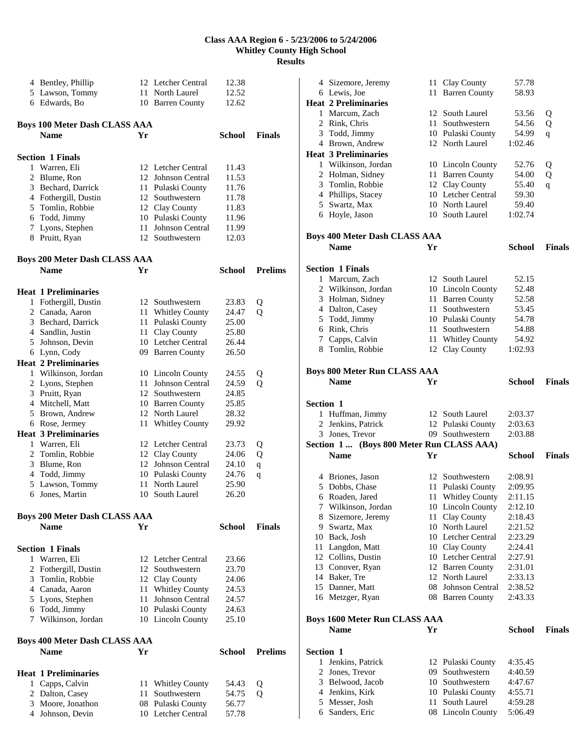## Class AAA Region 6 - 5/23/2006 to 5/24/2006
## Whitley County High School
## Results

| | Name | Yr | School | |
|---|---|---|---|---|
| 4 | Bentley, Phillip | 12 | Letcher Central | 12.38 |
| 5 | Lawson, Tommy | 11 | North Laurel | 12.52 |
| 6 | Edwards, Bo | 10 | Barren County | 12.62 |

### Boys 100 Meter Dash CLASS AAA

| | Name | Yr | School | Finals |
|---|---|---|---|---|
| **Section 1 Finals** | | | | |
| 1 | Warren, Eli | 12 | Letcher Central | 11.43 |
| 2 | Blume, Ron | 12 | Johnson Central | 11.53 |
| 3 | Bechard, Darrick | 11 | Pulaski County | 11.76 |
| 4 | Fothergill, Dustin | 12 | Southwestern | 11.78 |
| 5 | Tomlin, Robbie | 12 | Clay County | 11.83 |
| 6 | Todd, Jimmy | 10 | Pulaski County | 11.96 |
| 7 | Lyons, Stephen | 11 | Johnson Central | 11.99 |
| 8 | Pruitt, Ryan | 12 | Southwestern | 12.03 |

### Boys 200 Meter Dash CLASS AAA

| | Name | Yr | School | Prelims | |
|---|---|---|---|---|---|
| **Heat 1 Preliminaries** | | | | | |
| 1 | Fothergill, Dustin | 12 | Southwestern | 23.83 | Q |
| 2 | Canada, Aaron | 11 | Whitley County | 24.47 | Q |
| 3 | Bechard, Darrick | 11 | Pulaski County | 25.00 | |
| 4 | Sandlin, Justin | 11 | Clay County | 25.80 | |
| 5 | Johnson, Devin | 10 | Letcher Central | 26.44 | |
| 6 | Lynn, Cody | 09 | Barren County | 26.50 | |
| **Heat 2 Preliminaries** | | | | | |
| 1 | Wilkinson, Jordan | 10 | Lincoln County | 24.55 | Q |
| 2 | Lyons, Stephen | 11 | Johnson Central | 24.59 | Q |
| 3 | Pruitt, Ryan | 12 | Southwestern | 24.85 | |
| 4 | Mitchell, Matt | 10 | Barren County | 25.85 | |
| 5 | Brown, Andrew | 12 | North Laurel | 28.32 | |
| 6 | Rose, Jermey | 11 | Whitley County | 29.92 | |
| **Heat 3 Preliminaries** | | | | | |
| 1 | Warren, Eli | 12 | Letcher Central | 23.73 | Q |
| 2 | Tomlin, Robbie | 12 | Clay County | 24.06 | Q |
| 3 | Blume, Ron | 12 | Johnson Central | 24.10 | q |
| 4 | Todd, Jimmy | 10 | Pulaski County | 24.76 | q |
| 5 | Lawson, Tommy | 11 | North Laurel | 25.90 | |
| 6 | Jones, Martin | 10 | South Laurel | 26.20 | |

### Boys 200 Meter Dash CLASS AAA

| | Name | Yr | School | Finals |
|---|---|---|---|---|
| **Section 1 Finals** | | | | |
| 1 | Warren, Eli | 12 | Letcher Central | 23.66 |
| 2 | Fothergill, Dustin | 12 | Southwestern | 23.70 |
| 3 | Tomlin, Robbie | 12 | Clay County | 24.06 |
| 4 | Canada, Aaron | 11 | Whitley County | 24.53 |
| 5 | Lyons, Stephen | 11 | Johnson Central | 24.57 |
| 6 | Todd, Jimmy | 10 | Pulaski County | 24.63 |
| 7 | Wilkinson, Jordan | 10 | Lincoln County | 25.10 |

### Boys 400 Meter Dash CLASS AAA

| | Name | Yr | School | Prelims | |
|---|---|---|---|---|---|
| **Heat 1 Preliminaries** | | | | | |
| 1 | Capps, Calvin | 11 | Whitley County | 54.43 | Q |
| 2 | Dalton, Casey | 11 | Southwestern | 54.75 | Q |
| 3 | Moore, Jonathon | 08 | Pulaski County | 56.77 | |
| 4 | Johnson, Devin | 10 | Letcher Central | 57.78 | |
| 4 | Sizemore, Jeremy | 11 | Clay County | 57.78 | |
| 6 | Lewis, Joe | 11 | Barren County | 58.93 | |
| **Heat 2 Preliminaries** | | | | | |
| 1 | Marcum, Zach | 12 | South Laurel | 53.56 | Q |
| 2 | Rink, Chris | 11 | Southwestern | 54.56 | Q |
| 3 | Todd, Jimmy | 10 | Pulaski County | 54.99 | q |
| 4 | Brown, Andrew | 12 | North Laurel | 1:02.46 | |
| **Heat 3 Preliminaries** | | | | | |
| 1 | Wilkinson, Jordan | 10 | Lincoln County | 52.76 | Q |
| 2 | Holman, Sidney | 11 | Barren County | 54.00 | Q |
| 3 | Tomlin, Robbie | 12 | Clay County | 55.40 | q |
| 4 | Phillips, Stacey | 10 | Letcher Central | 59.30 | |
| 5 | Swartz, Max | 10 | North Laurel | 59.40 | |
| 6 | Hoyle, Jason | 10 | South Laurel | 1:02.74 | |

### Boys 400 Meter Dash CLASS AAA

| | Name | Yr | School | Finals |
|---|---|---|---|---|
| **Section 1 Finals** | | | | |
| 1 | Marcum, Zach | 12 | South Laurel | 52.15 |
| 2 | Wilkinson, Jordan | 10 | Lincoln County | 52.48 |
| 3 | Holman, Sidney | 11 | Barren County | 52.58 |
| 4 | Dalton, Casey | 11 | Southwestern | 53.45 |
| 5 | Todd, Jimmy | 10 | Pulaski County | 54.78 |
| 6 | Rink, Chris | 11 | Southwestern | 54.88 |
| 7 | Capps, Calvin | 11 | Whitley County | 54.92 |
| 8 | Tomlin, Robbie | 12 | Clay County | 1:02.93 |

### Boys 800 Meter Run CLASS AAA

| | Name | Yr | School | Finals |
|---|---|---|---|---|
| **Section 1** | | | | |
| 1 | Huffman, Jimmy | 12 | South Laurel | 2:03.37 |
| 2 | Jenkins, Patrick | 12 | Pulaski County | 2:03.63 |
| 3 | Jones, Trevor | 09 | Southwestern | 2:03.88 |
| 4 | Briones, Jason | 12 | Southwestern | 2:08.91 |
| 5 | Dobbs, Chase | 11 | Pulaski County | 2:09.95 |
| 6 | Roaden, Jared | 11 | Whitley County | 2:11.15 |
| 7 | Wilkinson, Jordan | 10 | Lincoln County | 2:12.10 |
| 8 | Sizemore, Jeremy | 11 | Clay County | 2:18.43 |
| 9 | Swartz, Max | 10 | North Laurel | 2:21.52 |
| 10 | Back, Josh | 10 | Letcher Central | 2:23.29 |
| 11 | Langdon, Matt | 10 | Clay County | 2:24.41 |
| 12 | Collins, Dustin | 10 | Letcher Central | 2:27.91 |
| 13 | Conover, Ryan | 12 | Barren County | 2:31.01 |
| 14 | Baker, Tre | 12 | North Laurel | 2:33.13 |
| 15 | Danner, Matt | 08 | Johnson Central | 2:38.52 |
| 16 | Metzger, Ryan | 08 | Barren County | 2:43.33 |

### Boys 1600 Meter Run CLASS AAA

| | Name | Yr | School | Finals |
|---|---|---|---|---|
| **Section 1** | | | | |
| 1 | Jenkins, Patrick | 12 | Pulaski County | 4:35.45 |
| 2 | Jones, Trevor | 09 | Southwestern | 4:40.59 |
| 3 | Belwood, Jacob | 10 | Southwestern | 4:47.67 |
| 4 | Jenkins, Kirk | 10 | Pulaski County | 4:55.71 |
| 5 | Messer, Josh | 11 | South Laurel | 4:59.28 |
| 6 | Sanders, Eric | 08 | Lincoln County | 5:06.49 |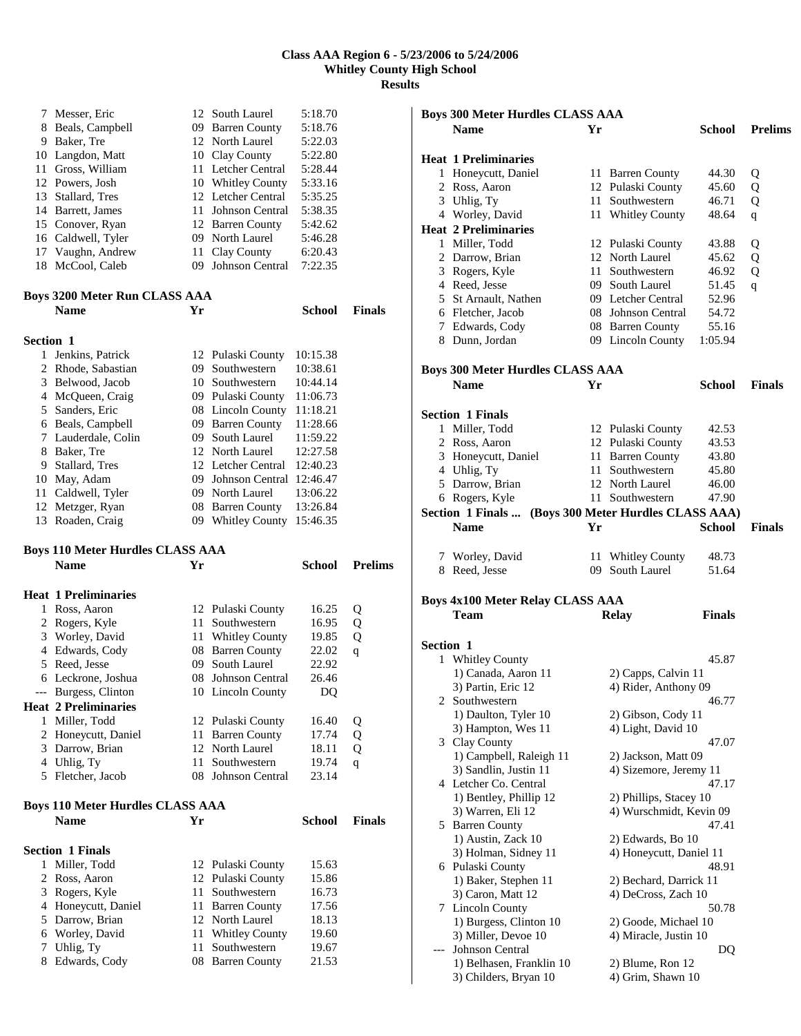# Class AAA Region 6 - 5/23/2006 to 5/24/2006
## Whitley County High School
## Results

| | Name | Yr | School | |
|---|---|---|---|---|
| 7 | Messer, Eric | 12 | South Laurel | 5:18.70 |
| 8 | Beals, Campbell | 09 | Barren County | 5:18.76 |
| 9 | Baker, Tre | 12 | North Laurel | 5:22.03 |
| 10 | Langdon, Matt | 10 | Clay County | 5:22.80 |
| 11 | Gross, William | 11 | Letcher Central | 5:28.44 |
| 12 | Powers, Josh | 10 | Whitley County | 5:33.16 |
| 13 | Stallard, Tres | 12 | Letcher Central | 5:35.25 |
| 14 | Barrett, James | 11 | Johnson Central | 5:38.35 |
| 15 | Conover, Ryan | 12 | Barren County | 5:42.62 |
| 16 | Caldwell, Tyler | 09 | North Laurel | 5:46.28 |
| 17 | Vaughn, Andrew | 11 | Clay County | 6:20.43 |
| 18 | McCool, Caleb | 09 | Johnson Central | 7:22.35 |

### Boys 3200 Meter Run CLASS AAA

| | Name | Yr | School | Finals |
|---|---|---|---|---|
| **Section 1** | | | | |
| 1 | Jenkins, Patrick | 12 | Pulaski County | 10:15.38 |
| 2 | Rhode, Sabastian | 09 | Southwestern | 10:38.61 |
| 3 | Belwood, Jacob | 10 | Southwestern | 10:44.14 |
| 4 | McQueen, Craig | 09 | Pulaski County | 11:06.73 |
| 5 | Sanders, Eric | 08 | Lincoln County | 11:18.21 |
| 6 | Beals, Campbell | 09 | Barren County | 11:28.66 |
| 7 | Lauderdale, Colin | 09 | South Laurel | 11:59.22 |
| 8 | Baker, Tre | 12 | North Laurel | 12:27.58 |
| 9 | Stallard, Tres | 12 | Letcher Central | 12:40.23 |
| 10 | May, Adam | 09 | Johnson Central | 12:46.47 |
| 11 | Caldwell, Tyler | 09 | North Laurel | 13:06.22 |
| 12 | Metzger, Ryan | 08 | Barren County | 13:26.84 |
| 13 | Roaden, Craig | 09 | Whitley County | 15:46.35 |

### Boys 110 Meter Hurdles CLASS AAA

| | Name | Yr | School | Prelims | |
|---|---|---|---|---|---|
| **Heat 1 Preliminaries** | | | | | |
| 1 | Ross, Aaron | 12 | Pulaski County | 16.25 | Q |
| 2 | Rogers, Kyle | 11 | Southwestern | 16.95 | Q |
| 3 | Worley, David | 11 | Whitley County | 19.85 | Q |
| 4 | Edwards, Cody | 08 | Barren County | 22.02 | q |
| 5 | Reed, Jesse | 09 | South Laurel | 22.92 | |
| 6 | Leckrone, Joshua | 08 | Johnson Central | 26.46 | |
| --- | Burgess, Clinton | 10 | Lincoln County | DQ | |
| **Heat 2 Preliminaries** | | | | | |
| 1 | Miller, Todd | 12 | Pulaski County | 16.40 | Q |
| 2 | Honeycutt, Daniel | 11 | Barren County | 17.74 | Q |
| 3 | Darrow, Brian | 12 | North Laurel | 18.11 | Q |
| 4 | Uhlig, Ty | 11 | Southwestern | 19.74 | q |
| 5 | Fletcher, Jacob | 08 | Johnson Central | 23.14 | |

### Boys 110 Meter Hurdles CLASS AAA

| | Name | Yr | School | Finals |
|---|---|---|---|---|
| **Section 1 Finals** | | | | |
| 1 | Miller, Todd | 12 | Pulaski County | 15.63 |
| 2 | Ross, Aaron | 12 | Pulaski County | 15.86 |
| 3 | Rogers, Kyle | 11 | Southwestern | 16.73 |
| 4 | Honeycutt, Daniel | 11 | Barren County | 17.56 |
| 5 | Darrow, Brian | 12 | North Laurel | 18.13 |
| 6 | Worley, David | 11 | Whitley County | 19.60 |
| 7 | Uhlig, Ty | 11 | Southwestern | 19.67 |
| 8 | Edwards, Cody | 08 | Barren County | 21.53 |

### Boys 300 Meter Hurdles CLASS AAA

| | Name | Yr | School | Prelims | |
|---|---|---|---|---|---|
| **Heat 1 Preliminaries** | | | | | |
| 1 | Honeycutt, Daniel | 11 | Barren County | 44.30 | Q |
| 2 | Ross, Aaron | 12 | Pulaski County | 45.60 | Q |
| 3 | Uhlig, Ty | 11 | Southwestern | 46.71 | Q |
| 4 | Worley, David | 11 | Whitley County | 48.64 | q |
| **Heat 2 Preliminaries** | | | | | |
| 1 | Miller, Todd | 12 | Pulaski County | 43.88 | Q |
| 2 | Darrow, Brian | 12 | North Laurel | 45.62 | Q |
| 3 | Rogers, Kyle | 11 | Southwestern | 46.92 | Q |
| 4 | Reed, Jesse | 09 | South Laurel | 51.45 | q |
| 5 | St Arnault, Nathen | 09 | Letcher Central | 52.96 | |
| 6 | Fletcher, Jacob | 08 | Johnson Central | 54.72 | |
| 7 | Edwards, Cody | 08 | Barren County | 55.16 | |
| 8 | Dunn, Jordan | 09 | Lincoln County | 1:05.94 | |

### Boys 300 Meter Hurdles CLASS AAA

| | Name | Yr | School | Finals |
|---|---|---|---|---|
| **Section 1 Finals** | | | | |
| 1 | Miller, Todd | 12 | Pulaski County | 42.53 |
| 2 | Ross, Aaron | 12 | Pulaski County | 43.53 |
| 3 | Honeycutt, Daniel | 11 | Barren County | 43.80 |
| 4 | Uhlig, Ty | 11 | Southwestern | 45.80 |
| 5 | Darrow, Brian | 12 | North Laurel | 46.00 |
| 6 | Rogers, Kyle | 11 | Southwestern | 47.90 |

**Section 1 Finals ... (Boys 300 Meter Hurdles CLASS AAA)**

| | Name | Yr | School | Finals |
|---|---|---|---|---|
| 7 | Worley, David | 11 | Whitley County | 48.73 |
| 8 | Reed, Jesse | 09 | South Laurel | 51.64 |

### Boys 4x100 Meter Relay CLASS AAA

| | Team | Relay | Finals |
|---|---|---|---|
| **Section 1** | | | |
| 1 | Whitley County | | 45.87 |
| | 1) Canada, Aaron 11 | 2) Capps, Calvin 11 | |
| | 3) Partin, Eric 12 | 4) Rider, Anthony 09 | |
| 2 | Southwestern | | 46.77 |
| | 1) Daulton, Tyler 10 | 2) Gibson, Cody 11 | |
| | 3) Hampton, Wes 11 | 4) Light, David 10 | |
| 3 | Clay County | | 47.07 |
| | 1) Campbell, Raleigh 11 | 2) Jackson, Matt 09 | |
| | 3) Sandlin, Justin 11 | 4) Sizemore, Jeremy 11 | |
| 4 | Letcher Co. Central | | 47.17 |
| | 1) Bentley, Phillip 12 | 2) Phillips, Stacey 10 | |
| | 3) Warren, Eli 12 | 4) Wurschmidt, Kevin 09 | |
| 5 | Barren County | | 47.41 |
| | 1) Austin, Zack 10 | 2) Edwards, Bo 10 | |
| | 3) Holman, Sidney 11 | 4) Honeycutt, Daniel 11 | |
| 6 | Pulaski County | | 48.91 |
| | 1) Baker, Stephen 11 | 2) Bechard, Darrick 11 | |
| | 3) Caron, Matt 12 | 4) DeCross, Zach 10 | |
| 7 | Lincoln County | | 50.78 |
| | 1) Burgess, Clinton 10 | 2) Goode, Michael 10 | |
| | 3) Miller, Devoe 10 | 4) Miracle, Justin 10 | |
| --- | Johnson Central | | DQ |
| | 1) Belhasen, Franklin 10 | 2) Blume, Ron 12 | |
| | 3) Childers, Bryan 10 | 4) Grim, Shawn 10 | |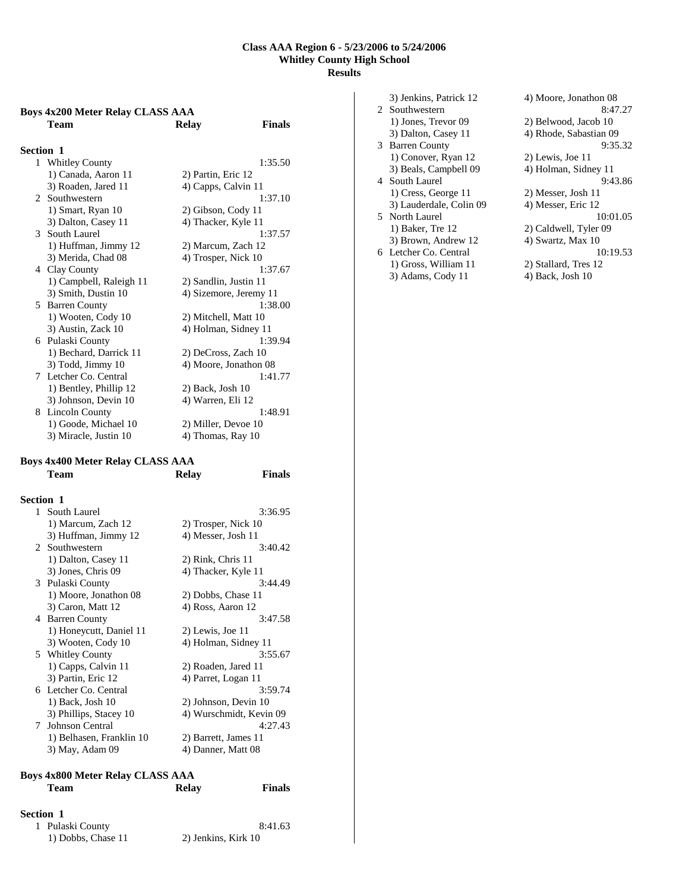**Class AAA Region 6 - 5/23/2006 to 5/24/2006**
**Whitley County High School**
**Results**

### Boys 4x200 Meter Relay CLASS AAA

| | Team | Relay | Finals |
|---|---|---|---|
| **Section 1** | | | |
| 1 | Whitley County | | 1:35.50 |
| | 1) Canada, Aaron 11 | 2) Partin, Eric 12 | |
| | 3) Roaden, Jared 11 | 4) Capps, Calvin 11 | |
| 2 | Southwestern | | 1:37.10 |
| | 1) Smart, Ryan 10 | 2) Gibson, Cody 11 | |
| | 3) Dalton, Casey 11 | 4) Thacker, Kyle 11 | |
| 3 | South Laurel | | 1:37.57 |
| | 1) Huffman, Jimmy 12 | 2) Marcum, Zach 12 | |
| | 3) Merida, Chad 08 | 4) Trosper, Nick 10 | |
| 4 | Clay County | | 1:37.67 |
| | 1) Campbell, Raleigh 11 | 2) Sandlin, Justin 11 | |
| | 3) Smith, Dustin 10 | 4) Sizemore, Jeremy 11 | |
| 5 | Barren County | | 1:38.00 |
| | 1) Wooten, Cody 10 | 2) Mitchell, Matt 10 | |
| | 3) Austin, Zack 10 | 4) Holman, Sidney 11 | |
| 6 | Pulaski County | | 1:39.94 |
| | 1) Bechard, Darrick 11 | 2) DeCross, Zach 10 | |
| | 3) Todd, Jimmy 10 | 4) Moore, Jonathon 08 | |
| 7 | Letcher Co. Central | | 1:41.77 |
| | 1) Bentley, Phillip 12 | 2) Back, Josh 10 | |
| | 3) Johnson, Devin 10 | 4) Warren, Eli 12 | |
| 8 | Lincoln County | | 1:48.91 |
| | 1) Goode, Michael 10 | 2) Miller, Devoe 10 | |
| | 3) Miracle, Justin 10 | 4) Thomas, Ray 10 | |

### Boys 4x400 Meter Relay CLASS AAA

| | Team | Relay | Finals |
|---|---|---|---|
| **Section 1** | | | |
| 1 | South Laurel | | 3:36.95 |
| | 1) Marcum, Zach 12 | 2) Trosper, Nick 10 | |
| | 3) Huffman, Jimmy 12 | 4) Messer, Josh 11 | |
| 2 | Southwestern | | 3:40.42 |
| | 1) Dalton, Casey 11 | 2) Rink, Chris 11 | |
| | 3) Jones, Chris 09 | 4) Thacker, Kyle 11 | |
| 3 | Pulaski County | | 3:44.49 |
| | 1) Moore, Jonathon 08 | 2) Dobbs, Chase 11 | |
| | 3) Caron, Matt 12 | 4) Ross, Aaron 12 | |
| 4 | Barren County | | 3:47.58 |
| | 1) Honeycutt, Daniel 11 | 2) Lewis, Joe 11 | |
| | 3) Wooten, Cody 10 | 4) Holman, Sidney 11 | |
| 5 | Whitley County | | 3:55.67 |
| | 1) Capps, Calvin 11 | 2) Roaden, Jared 11 | |
| | 3) Partin, Eric 12 | 4) Parret, Logan 11 | |
| 6 | Letcher Co. Central | | 3:59.74 |
| | 1) Back, Josh 10 | 2) Johnson, Devin 10 | |
| | 3) Phillips, Stacey 10 | 4) Wurschmidt, Kevin 09 | |
| 7 | Johnson Central | | 4:27.43 |
| | 1) Belhasen, Franklin 10 | 2) Barrett, James 11 | |
| | 3) May, Adam 09 | 4) Danner, Matt 08 | |

### Boys 4x800 Meter Relay CLASS AAA

| | Team | Relay | Finals |
|---|---|---|---|
| **Section 1** | | | |
| 1 | Pulaski County | | 8:41.63 |
| | 1) Dobbs, Chase 11 | 2) Jenkins, Kirk 10 | |
| | 3) Jenkins, Patrick 12 | 4) Moore, Jonathon 08 | |
| 2 | Southwestern | | 8:47.27 |
| | 1) Jones, Trevor 09 | 2) Belwood, Jacob 10 | |
| | 3) Dalton, Casey 11 | 4) Rhode, Sabastian 09 | |
| 3 | Barren County | | 9:35.32 |
| | 1) Conover, Ryan 12 | 2) Lewis, Joe 11 | |
| | 3) Beals, Campbell 09 | 4) Holman, Sidney 11 | |
| 4 | South Laurel | | 9:43.86 |
| | 1) Cress, George 11 | 2) Messer, Josh 11 | |
| | 3) Lauderdale, Colin 09 | 4) Messer, Eric 12 | |
| 5 | North Laurel | | 10:01.05 |
| | 1) Baker, Tre 12 | 2) Caldwell, Tyler 09 | |
| | 3) Brown, Andrew 12 | 4) Swartz, Max 10 | |
| 6 | Letcher Co. Central | | 10:19.53 |
| | 1) Gross, William 11 | 2) Stallard, Tres 12 | |
| | 3) Adams, Cody 11 | 4) Back, Josh 10 | |